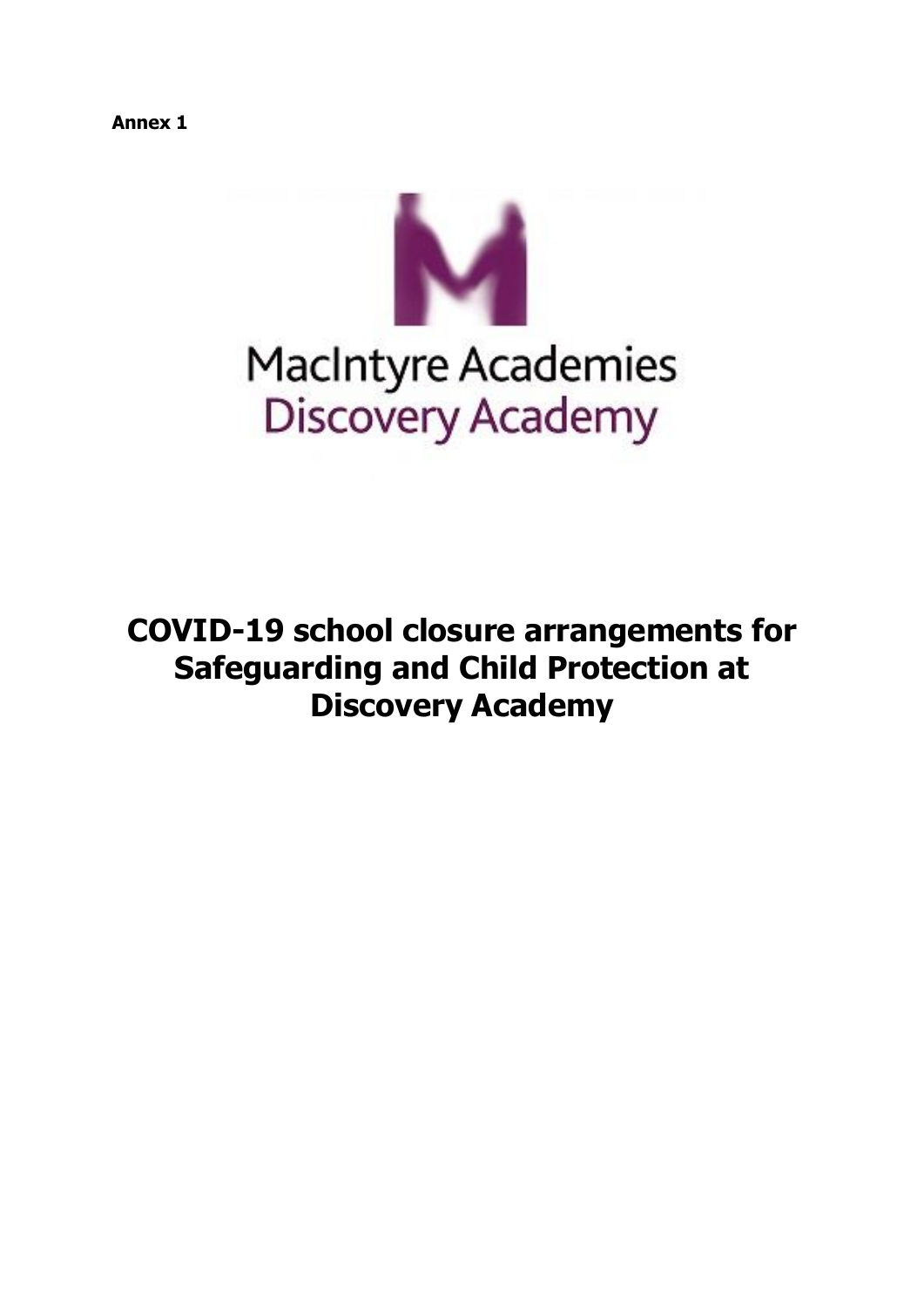**Annex 1**

MacIntyre Academies
Discovery Academy

# COVID-19 school closure arrangements for Safeguarding and Child Protection at Discovery Academy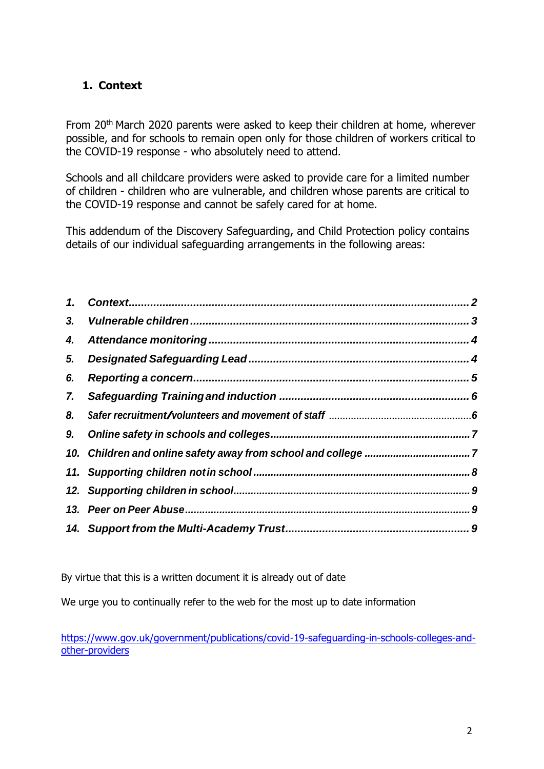## 1. Context

From 20th March 2020 parents were asked to keep their children at home, wherever possible, and for schools to remain open only for those children of workers critical to the COVID-19 response - who absolutely need to attend.

Schools and all childcare providers were asked to provide care for a limited number of children - children who are vulnerable, and children whose parents are critical to the COVID-19 response and cannot be safely cared for at home.

This addendum of the Discovery Safeguarding, and Child Protection policy contains details of our individual safeguarding arrangements in the following areas:

| | | |
|---|---|---|
| *1.* | *Context* | *2* |
| *3.* | *Vulnerable children* | *3* |
| *4.* | *Attendance monitoring* | *4* |
| *5.* | *Designated Safeguarding Lead* | *4* |
| *6.* | *Reporting a concern* | *5* |
| *7.* | *Safeguarding Training and induction* | *6* |
| *8.* | *Safer recruitment/volunteers and movement of staff* | *6* |
| *9.* | *Online safety in schools and colleges* | *7* |
| *10.* | *Children and online safety away from school and college* | *7* |
| *11.* | *Supporting children not in school* | *8* |
| *12.* | *Supporting children in school* | *9* |
| *13.* | *Peer on Peer Abuse* | *9* |
| *14.* | *Support from the Multi-Academy Trust* | *9* |

By virtue that this is a written document it is already out of date

We urge you to continually refer to the web for the most up to date information

https://www.gov.uk/government/publications/covid-19-safeguarding-in-schools-colleges-and-other-providers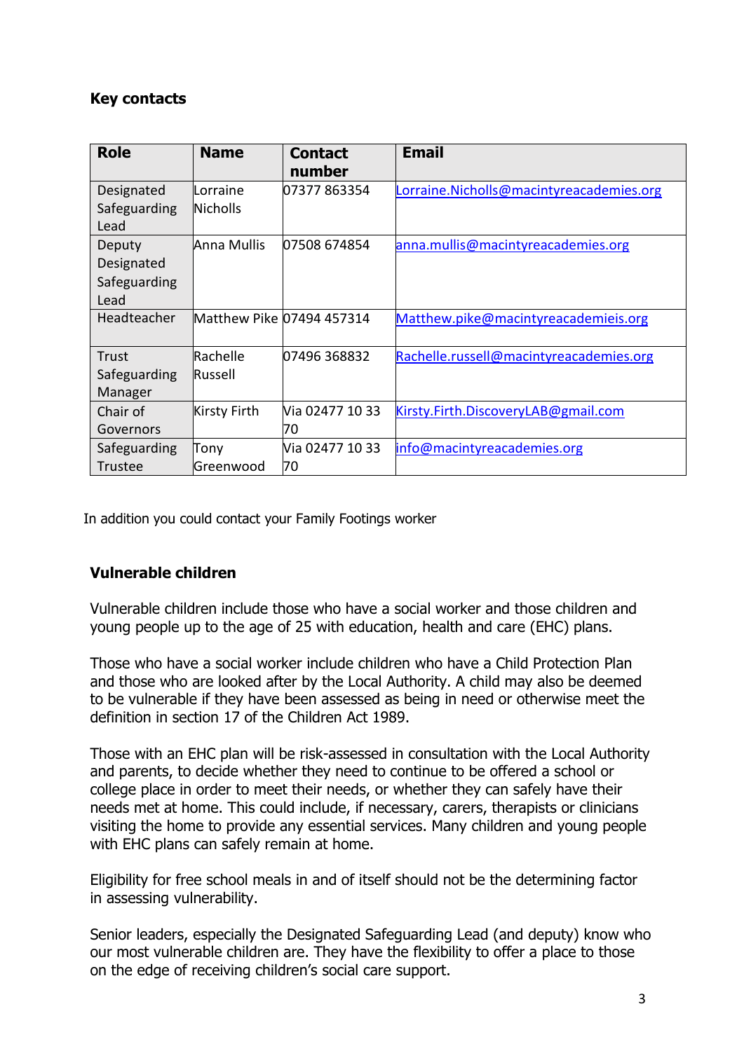## Key contacts

| Role | Name | Contact number | Email |
|---|---|---|---|
| Designated Safeguarding Lead | Lorraine Nicholls | 07377 863354 | Lorraine.Nicholls@macintyreacademies.org |
| Deputy Designated Safeguarding Lead | Anna Mullis | 07508 674854 | anna.mullis@macintyreacademies.org |
| Headteacher | Matthew Pike | 07494 457314 | Matthew.pike@macintyreacademieis.org |
| Trust Safeguarding Manager | Rachelle Russell | 07496 368832 | Rachelle.russell@macintyreacademies.org |
| Chair of Governors | Kirsty Firth | Via 02477 10 33 70 | Kirsty.Firth.DiscoveryLAB@gmail.com |
| Safeguarding Trustee | Tony Greenwood | Via 02477 10 33 70 | info@macintyreacademies.org |

In addition you could contact your Family Footings worker

## Vulnerable children

Vulnerable children include those who have a social worker and those children and young people up to the age of 25 with education, health and care (EHC) plans.

Those who have a social worker include children who have a Child Protection Plan and those who are looked after by the Local Authority. A child may also be deemed to be vulnerable if they have been assessed as being in need or otherwise meet the definition in section 17 of the Children Act 1989.

Those with an EHC plan will be risk-assessed in consultation with the Local Authority and parents, to decide whether they need to continue to be offered a school or college place in order to meet their needs, or whether they can safely have their needs met at home. This could include, if necessary, carers, therapists or clinicians visiting the home to provide any essential services. Many children and young people with EHC plans can safely remain at home.

Eligibility for free school meals in and of itself should not be the determining factor in assessing vulnerability.

Senior leaders, especially the Designated Safeguarding Lead (and deputy) know who our most vulnerable children are. They have the flexibility to offer a place to those on the edge of receiving children's social care support.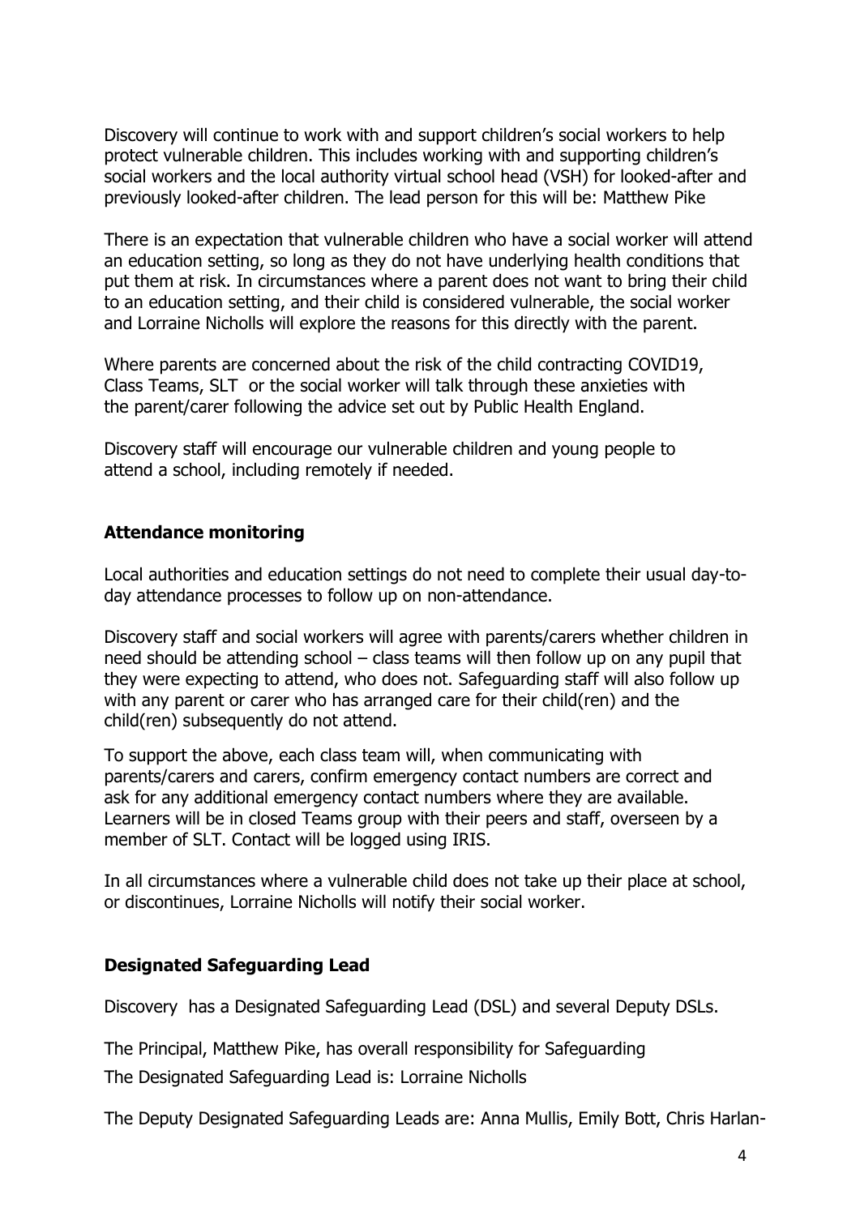Discovery will continue to work with and support children's social workers to help protect vulnerable children. This includes working with and supporting children's social workers and the local authority virtual school head (VSH) for looked-after and previously looked-after children. The lead person for this will be: Matthew Pike

There is an expectation that vulnerable children who have a social worker will attend an education setting, so long as they do not have underlying health conditions that put them at risk. In circumstances where a parent does not want to bring their child to an education setting, and their child is considered vulnerable, the social worker and Lorraine Nicholls will explore the reasons for this directly with the parent.

Where parents are concerned about the risk of the child contracting COVID19, Class Teams, SLT or the social worker will talk through these anxieties with the parent/carer following the advice set out by Public Health England.

Discovery staff will encourage our vulnerable children and young people to attend a school, including remotely if needed.

## Attendance monitoring

Local authorities and education settings do not need to complete their usual day-to-day attendance processes to follow up on non-attendance.

Discovery staff and social workers will agree with parents/carers whether children in need should be attending school – class teams will then follow up on any pupil that they were expecting to attend, who does not. Safeguarding staff will also follow up with any parent or carer who has arranged care for their child(ren) and the child(ren) subsequently do not attend.

To support the above, each class team will, when communicating with parents/carers and carers, confirm emergency contact numbers are correct and ask for any additional emergency contact numbers where they are available. Learners will be in closed Teams group with their peers and staff, overseen by a member of SLT. Contact will be logged using IRIS.

In all circumstances where a vulnerable child does not take up their place at school, or discontinues, Lorraine Nicholls will notify their social worker.

## Designated Safeguarding Lead

Discovery has a Designated Safeguarding Lead (DSL) and several Deputy DSLs.

The Principal, Matthew Pike, has overall responsibility for Safeguarding

The Designated Safeguarding Lead is: Lorraine Nicholls

The Deputy Designated Safeguarding Leads are: Anna Mullis, Emily Bott, Chris Harlan-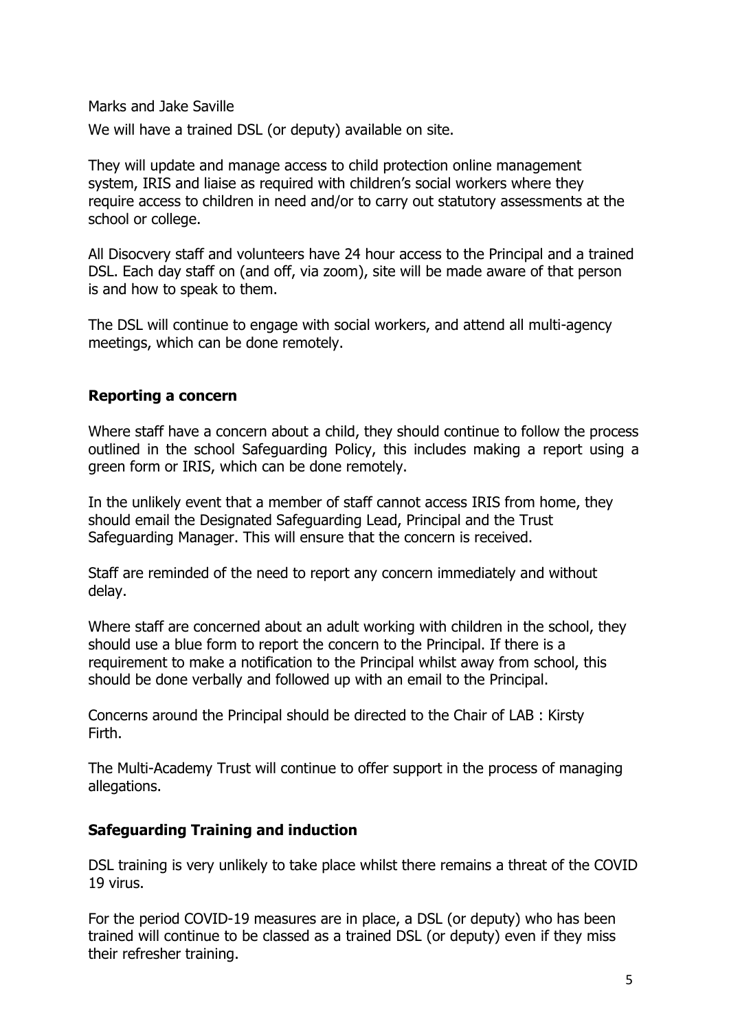Marks and Jake Saville

We will have a trained DSL (or deputy) available on site.

They will update and manage access to child protection online management system, IRIS and liaise as required with children's social workers where they require access to children in need and/or to carry out statutory assessments at the school or college.

All Disocvery staff and volunteers have 24 hour access to the Principal and a trained DSL. Each day staff on (and off, via zoom), site will be made aware of that person is and how to speak to them.

The DSL will continue to engage with social workers, and attend all multi-agency meetings, which can be done remotely.

## Reporting a concern

Where staff have a concern about a child, they should continue to follow the process outlined in the school Safeguarding Policy, this includes making a report using a green form or IRIS, which can be done remotely.

In the unlikely event that a member of staff cannot access IRIS from home, they should email the Designated Safeguarding Lead, Principal and the Trust Safeguarding Manager. This will ensure that the concern is received.

Staff are reminded of the need to report any concern immediately and without delay.

Where staff are concerned about an adult working with children in the school, they should use a blue form to report the concern to the Principal. If there is a requirement to make a notification to the Principal whilst away from school, this should be done verbally and followed up with an email to the Principal.

Concerns around the Principal should be directed to the Chair of LAB : Kirsty Firth.

The Multi-Academy Trust will continue to offer support in the process of managing allegations.

## Safeguarding Training and induction

DSL training is very unlikely to take place whilst there remains a threat of the COVID 19 virus.

For the period COVID-19 measures are in place, a DSL (or deputy) who has been trained will continue to be classed as a trained DSL (or deputy) even if they miss their refresher training.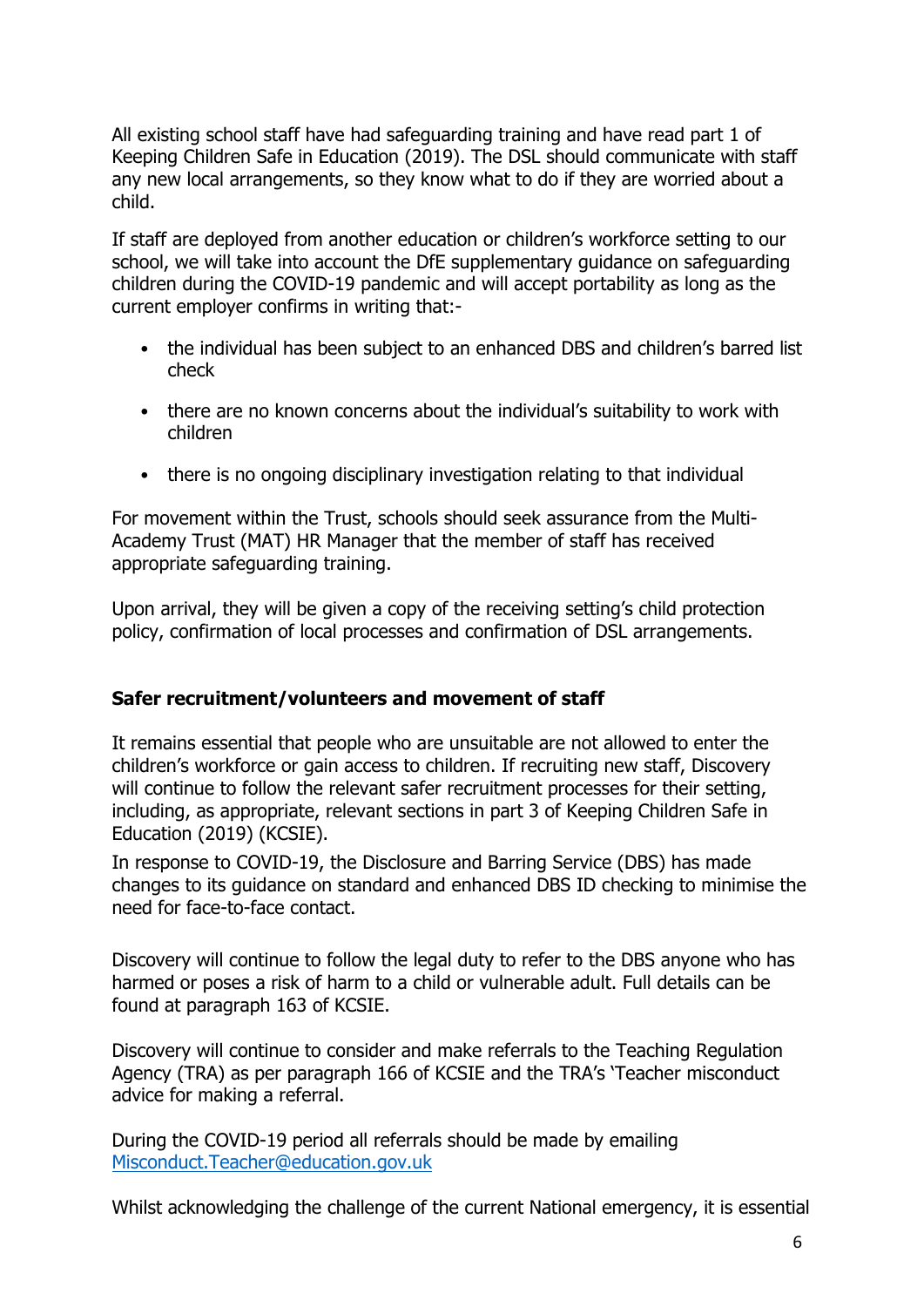All existing school staff have had safeguarding training and have read part 1 of Keeping Children Safe in Education (2019). The DSL should communicate with staff any new local arrangements, so they know what to do if they are worried about a child.

If staff are deployed from another education or children's workforce setting to our school, we will take into account the DfE supplementary guidance on safeguarding children during the COVID-19 pandemic and will accept portability as long as the current employer confirms in writing that:-

- the individual has been subject to an enhanced DBS and children's barred list check
- there are no known concerns about the individual's suitability to work with children
- there is no ongoing disciplinary investigation relating to that individual

For movement within the Trust, schools should seek assurance from the Multi-Academy Trust (MAT) HR Manager that the member of staff has received appropriate safeguarding training.

Upon arrival, they will be given a copy of the receiving setting's child protection policy, confirmation of local processes and confirmation of DSL arrangements.

**Safer recruitment/volunteers and movement of staff**

It remains essential that people who are unsuitable are not allowed to enter the children's workforce or gain access to children. If recruiting new staff, Discovery will continue to follow the relevant safer recruitment processes for their setting, including, as appropriate, relevant sections in part 3 of Keeping Children Safe in Education (2019) (KCSIE).

In response to COVID-19, the Disclosure and Barring Service (DBS) has made changes to its guidance on standard and enhanced DBS ID checking to minimise the need for face-to-face contact.

Discovery will continue to follow the legal duty to refer to the DBS anyone who has harmed or poses a risk of harm to a child or vulnerable adult. Full details can be found at paragraph 163 of KCSIE.

Discovery will continue to consider and make referrals to the Teaching Regulation Agency (TRA) as per paragraph 166 of KCSIE and the TRA's 'Teacher misconduct advice for making a referral.

During the COVID-19 period all referrals should be made by emailing [Misconduct.Teacher@education.gov.uk](mailto:Misconduct.Teacher@education.gov.uk)

Whilst acknowledging the challenge of the current National emergency, it is essential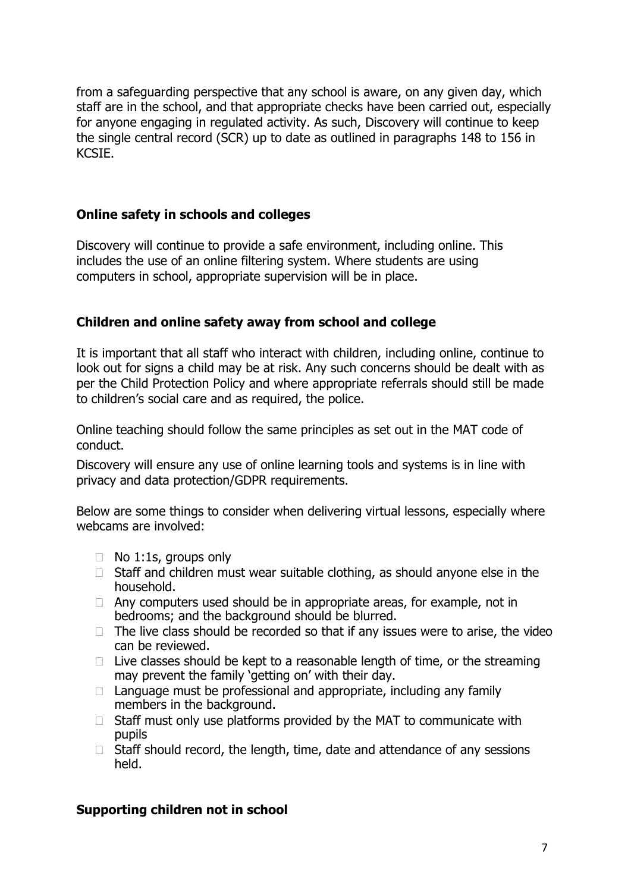from a safeguarding perspective that any school is aware, on any given day, which staff are in the school, and that appropriate checks have been carried out, especially for anyone engaging in regulated activity. As such, Discovery will continue to keep the single central record (SCR) up to date as outlined in paragraphs 148 to 156 in KCSIE.

**Online safety in schools and colleges**

Discovery will continue to provide a safe environment, including online. This includes the use of an online filtering system. Where students are using computers in school, appropriate supervision will be in place.

**Children and online safety away from school and college**

It is important that all staff who interact with children, including online, continue to look out for signs a child may be at risk. Any such concerns should be dealt with as per the Child Protection Policy and where appropriate referrals should still be made to children's social care and as required, the police.

Online teaching should follow the same principles as set out in the MAT code of conduct.

Discovery will ensure any use of online learning tools and systems is in line with privacy and data protection/GDPR requirements.

Below are some things to consider when delivering virtual lessons, especially where webcams are involved:

- No 1:1s, groups only
- Staff and children must wear suitable clothing, as should anyone else in the household.
- Any computers used should be in appropriate areas, for example, not in bedrooms; and the background should be blurred.
- The live class should be recorded so that if any issues were to arise, the video can be reviewed.
- Live classes should be kept to a reasonable length of time, or the streaming may prevent the family 'getting on' with their day.
- Language must be professional and appropriate, including any family members in the background.
- Staff must only use platforms provided by the MAT to communicate with pupils
- Staff should record, the length, time, date and attendance of any sessions held.

**Supporting children not in school**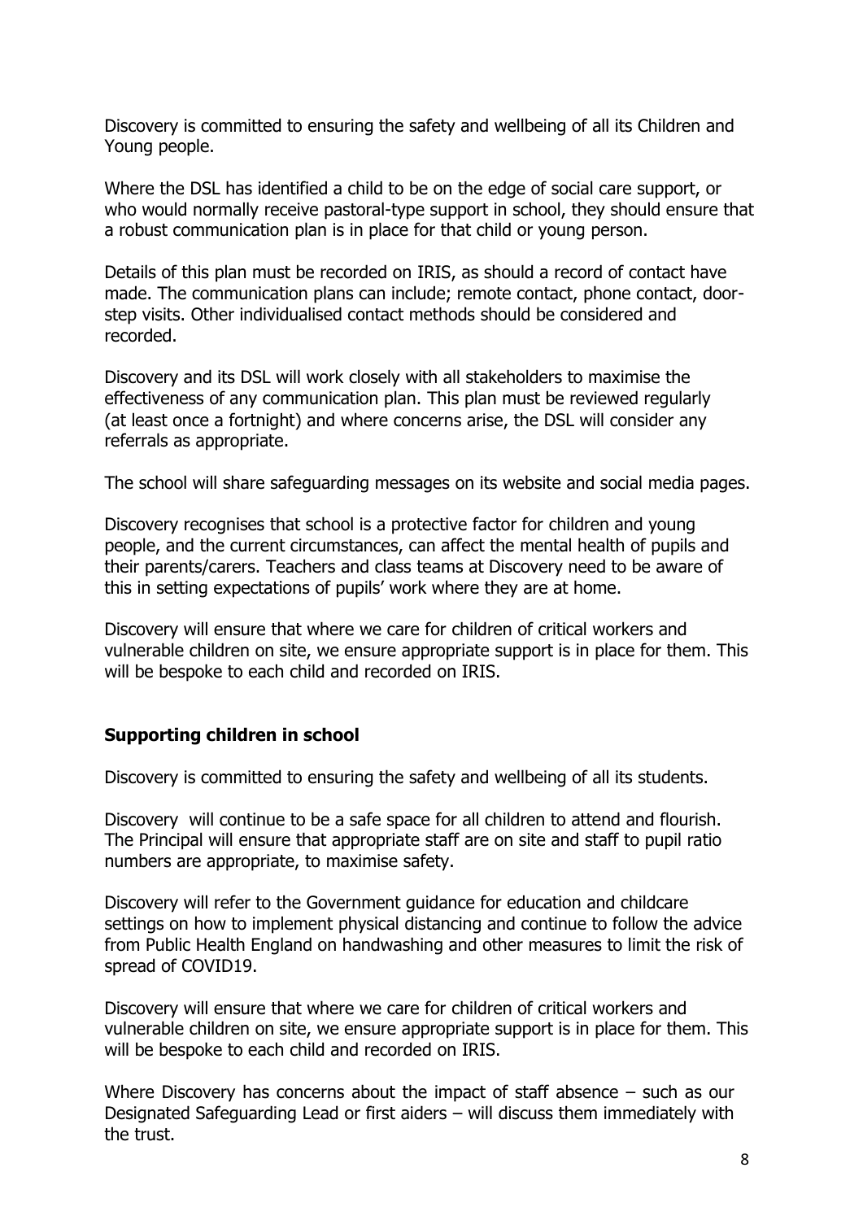Discovery is committed to ensuring the safety and wellbeing of all its Children and Young people.

Where the DSL has identified a child to be on the edge of social care support, or who would normally receive pastoral-type support in school, they should ensure that a robust communication plan is in place for that child or young person.

Details of this plan must be recorded on IRIS, as should a record of contact have made. The communication plans can include; remote contact, phone contact, door-step visits. Other individualised contact methods should be considered and recorded.

Discovery and its DSL will work closely with all stakeholders to maximise the effectiveness of any communication plan. This plan must be reviewed regularly (at least once a fortnight) and where concerns arise, the DSL will consider any referrals as appropriate.

The school will share safeguarding messages on its website and social media pages.

Discovery recognises that school is a protective factor for children and young people, and the current circumstances, can affect the mental health of pupils and their parents/carers. Teachers and class teams at Discovery need to be aware of this in setting expectations of pupils' work where they are at home.

Discovery will ensure that where we care for children of critical workers and vulnerable children on site, we ensure appropriate support is in place for them. This will be bespoke to each child and recorded on IRIS.

## Supporting children in school

Discovery is committed to ensuring the safety and wellbeing of all its students.

Discovery  will continue to be a safe space for all children to attend and flourish. The Principal will ensure that appropriate staff are on site and staff to pupil ratio numbers are appropriate, to maximise safety.

Discovery will refer to the Government guidance for education and childcare settings on how to implement physical distancing and continue to follow the advice from Public Health England on handwashing and other measures to limit the risk of spread of COVID19.

Discovery will ensure that where we care for children of critical workers and vulnerable children on site, we ensure appropriate support is in place for them. This will be bespoke to each child and recorded on IRIS.

Where Discovery has concerns about the impact of staff absence – such as our Designated Safeguarding Lead or first aiders – will discuss them immediately with the trust.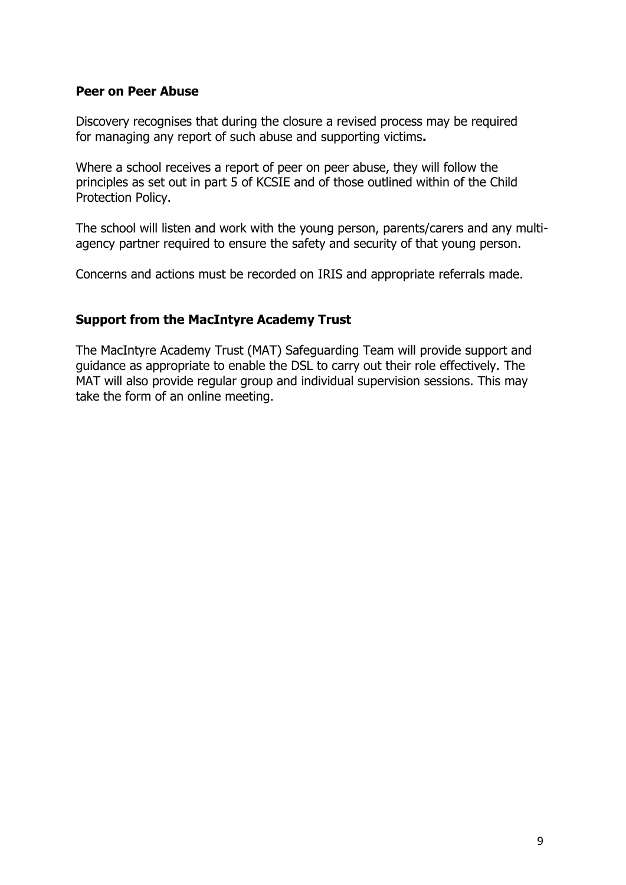**Peer on Peer Abuse**

Discovery recognises that during the closure a revised process may be required for managing any report of such abuse and supporting victims**.**

Where a school receives a report of peer on peer abuse, they will follow the principles as set out in part 5 of KCSIE and of those outlined within of the Child Protection Policy.

The school will listen and work with the young person, parents/carers and any multi-agency partner required to ensure the safety and security of that young person.

Concerns and actions must be recorded on IRIS and appropriate referrals made.

**Support from the MacIntyre Academy Trust**

The MacIntyre Academy Trust (MAT) Safeguarding Team will provide support and guidance as appropriate to enable the DSL to carry out their role effectively. The MAT will also provide regular group and individual supervision sessions. This may take the form of an online meeting.